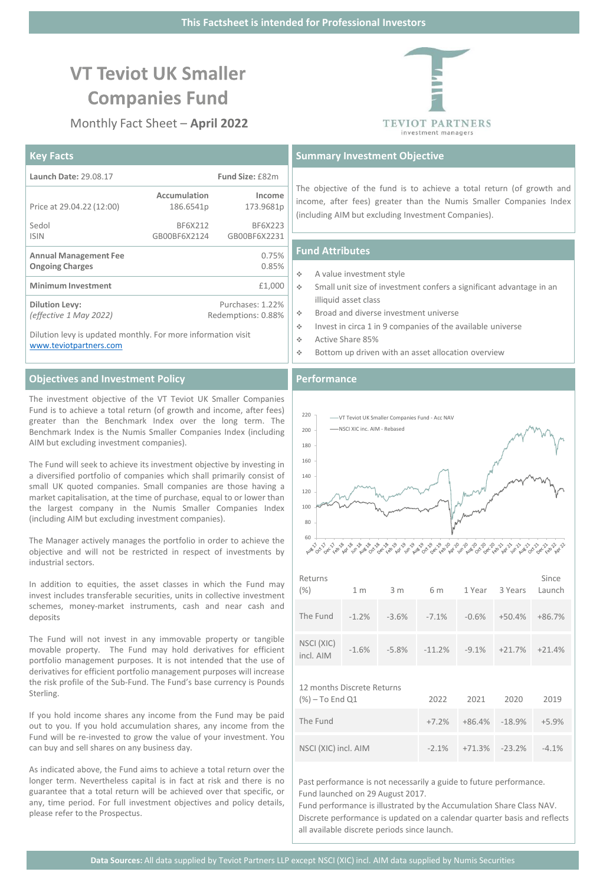This Factsheet is intended for Professional Investors

# VT Teviot UK Smaller Companies Fund

Monthly Fact Sheet – **April 2022**

TEVIOT PARTNERS
investment managers

## Key Facts

| **Launch Date:** 29.08.17 | | **Fund Size:** £82m |
|---|---|---|
| | **Accumulation** | **Income** |
| Price at 29.04.22 (12:00) | 186.6541p | 173.9681p |
| Sedol | BF6X212 | BF6X223 |
| ISIN | GB00BF6X2124 | GB00BF6X2231 |
| **Annual Management Fee** | | 0.75% |
| **Ongoing Charges** | | 0.85% |
| **Minimum Investment** | | £1,000 |
| **Dilution Levy:** *(effective 1 May 2022)* | | Purchases: 1.22% Redemptions: 0.88% |

Dilution levy is updated monthly. For more information visit www.teviotpartners.com

## Summary Investment Objective

The objective of the fund is to achieve a total return (of growth and income, after fees) greater than the Numis Smaller Companies Index (including AIM but excluding Investment Companies).

## Fund Attributes

- A value investment style
- Small unit size of investment confers a significant advantage in an illiquid asset class
- Broad and diverse investment universe
- Invest in circa 1 in 9 companies of the available universe
- Active Share 85%
- Bottom up driven with an asset allocation overview

## Objectives and Investment Policy

The investment objective of the VT Teviot UK Smaller Companies Fund is to achieve a total return (of growth and income, after fees) greater than the Benchmark Index over the long term. The Benchmark Index is the Numis Smaller Companies Index (including AIM but excluding investment companies).

The Fund will seek to achieve its investment objective by investing in a diversified portfolio of companies which shall primarily consist of small UK quoted companies. Small companies are those having a market capitalisation, at the time of purchase, equal to or lower than the largest company in the Numis Smaller Companies Index (including AIM but excluding investment companies).

The Manager actively manages the portfolio in order to achieve the objective and will not be restricted in respect of investments by industrial sectors.

In addition to equities, the asset classes in which the Fund may invest includes transferable securities, units in collective investment schemes, money-market instruments, cash and near cash and deposits

The Fund will not invest in any immovable property or tangible movable property. The Fund may hold derivatives for efficient portfolio management purposes. It is not intended that the use of derivatives for efficient portfolio management purposes will increase the risk profile of the Sub-Fund. The Fund's base currency is Pounds Sterling.

If you hold income shares any income from the Fund may be paid out to you. If you hold accumulation shares, any income from the Fund will be re-invested to grow the value of your investment. You can buy and sell shares on any business day.

As indicated above, the Fund aims to achieve a total return over the longer term. Nevertheless capital is in fact at risk and there is no guarantee that a total return will be achieved over that specific, or any, time period. For full investment objectives and policy details, please refer to the Prospectus.

## Performance

| Returns (%) | 1 m | 3 m | 6 m | 1 Year | 3 Years | Since Launch |
|---|---|---|---|---|---|---|
| The Fund | -1.2% | -3.6% | -7.1% | -0.6% | +50.4% | +86.7% |
| NSCI (XIC) incl. AIM | -1.6% | -5.8% | -11.2% | -9.1% | +21.7% | +21.4% |

| 12 months Discrete Returns (%) – To End Q1 | 2022 | 2021 | 2020 | 2019 |
|---|---|---|---|---|
| The Fund | +7.2% | +86.4% | -18.9% | +5.9% |
| NSCI (XIC) incl. AIM | -2.1% | +71.3% | -23.2% | -4.1% |

Past performance is not necessarily a guide to future performance.
Fund launched on 29 August 2017.
Fund performance is illustrated by the Accumulation Share Class NAV.
Discrete performance is updated on a calendar quarter basis and reflects all available discrete periods since launch.

**Data Sources:** All data supplied by Teviot Partners LLP except NSCI (XIC) incl. AIM data supplied by Numis Securities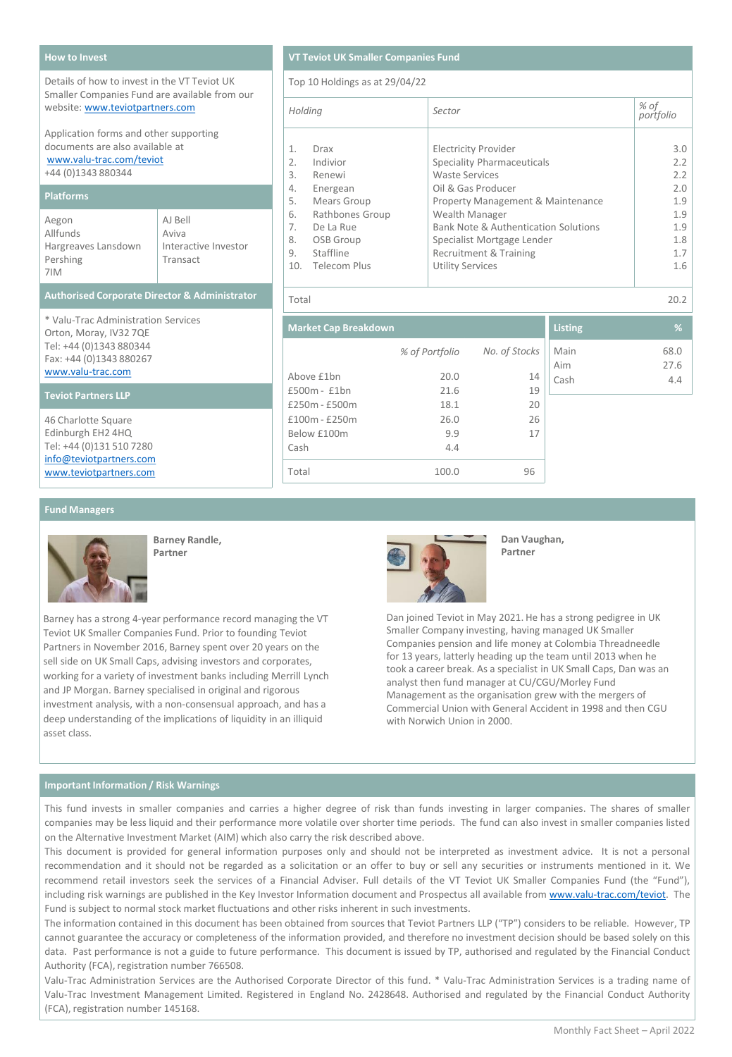## How to Invest

Details of how to invest in the VT Teviot UK Smaller Companies Fund are available from our website: www.teviotpartners.com

Application forms and other supporting documents are also available at www.valu-trac.com/teviot
+44 (0)1343 880344

## Platforms

| | |
|---|---|
| Aegon | AJ Bell |
| Allfunds | Aviva |
| Hargreaves Lansdown | Interactive Investor |
| Pershing | Transact |
| 7IM | |

## Authorised Corporate Director & Administrator

\* Valu-Trac Administration Services
Orton, Moray, IV32 7QE
Tel: +44 (0)1343 880344
Fax: +44 (0)1343 880267
www.valu-trac.com

## Teviot Partners LLP

46 Charlotte Square
Edinburgh EH2 4HQ
Tel: +44 (0)131 510 7280
info@teviotpartners.com
www.teviotpartners.com

## VT Teviot UK Smaller Companies Fund

Top 10 Holdings as at 29/04/22

| Holding | Sector | % of portfolio |
|---|---|---|
| 1. Drax | Electricity Provider | 3.0 |
| 2. Indivior | Speciality Pharmaceuticals | 2.2 |
| 3. Renewi | Waste Services | 2.2 |
| 4. Energean | Oil & Gas Producer | 2.0 |
| 5. Mears Group | Property Management & Maintenance | 1.9 |
| 6. Rathbones Group | Wealth Manager | 1.9 |
| 7. De La Rue | Bank Note & Authentication Solutions | 1.9 |
| 8. OSB Group | Specialist Mortgage Lender | 1.8 |
| 9. Staffline | Recruitment & Training | 1.7 |
| 10. Telecom Plus | Utility Services | 1.6 |
| Total | | 20.2 |

## Market Cap Breakdown

| | % of Portfolio | No. of Stocks |
|---|---|---|
| Above £1bn | 20.0 | 14 |
| £500m - £1bn | 21.6 | 19 |
| £250m - £500m | 18.1 | 20 |
| £100m - £250m | 26.0 | 26 |
| Below £100m | 9.9 | 17 |
| Cash | 4.4 | |
| Total | 100.0 | 96 |

| Listing | % |
|---|---|
| Main | 68.0 |
| Aim | 27.6 |
| Cash | 4.4 |

## Fund Managers

**Barney Randle, Partner**

Barney has a strong 4-year performance record managing the VT Teviot UK Smaller Companies Fund. Prior to founding Teviot Partners in November 2016, Barney spent over 20 years on the sell side on UK Small Caps, advising investors and corporates, working for a variety of investment banks including Merrill Lynch and JP Morgan. Barney specialised in original and rigorous investment analysis, with a non-consensual approach, and has a deep understanding of the implications of liquidity in an illiquid asset class.

**Dan Vaughan, Partner**

Dan joined Teviot in May 2021. He has a strong pedigree in UK Smaller Company investing, having managed UK Smaller Companies pension and life money at Colombia Threadneedle for 13 years, latterly heading up the team until 2013 when he took a career break. As a specialist in UK Small Caps, Dan was an analyst then fund manager at CU/CGU/Morley Fund Management as the organisation grew with the mergers of Commercial Union with General Accident in 1998 and then CGU with Norwich Union in 2000.

## Important Information / Risk Warnings

This fund invests in smaller companies and carries a higher degree of risk than funds investing in larger companies. The shares of smaller companies may be less liquid and their performance more volatile over shorter time periods. The fund can also invest in smaller companies listed on the Alternative Investment Market (AIM) which also carry the risk described above.

This document is provided for general information purposes only and should not be interpreted as investment advice. It is not a personal recommendation and it should not be regarded as a solicitation or an offer to buy or sell any securities or instruments mentioned in it. We recommend retail investors seek the services of a Financial Adviser. Full details of the VT Teviot UK Smaller Companies Fund (the "Fund"), including risk warnings are published in the Key Investor Information document and Prospectus all available from www.valu-trac.com/teviot. The Fund is subject to normal stock market fluctuations and other risks inherent in such investments.

The information contained in this document has been obtained from sources that Teviot Partners LLP ("TP") considers to be reliable. However, TP cannot guarantee the accuracy or completeness of the information provided, and therefore no investment decision should be based solely on this data. Past performance is not a guide to future performance. This document is issued by TP, authorised and regulated by the Financial Conduct Authority (FCA), registration number 766508.

Valu-Trac Administration Services are the Authorised Corporate Director of this fund. * Valu-Trac Administration Services is a trading name of Valu-Trac Investment Management Limited. Registered in England No. 2428648. Authorised and regulated by the Financial Conduct Authority (FCA), registration number 145168.

Monthly Fact Sheet – April 2022